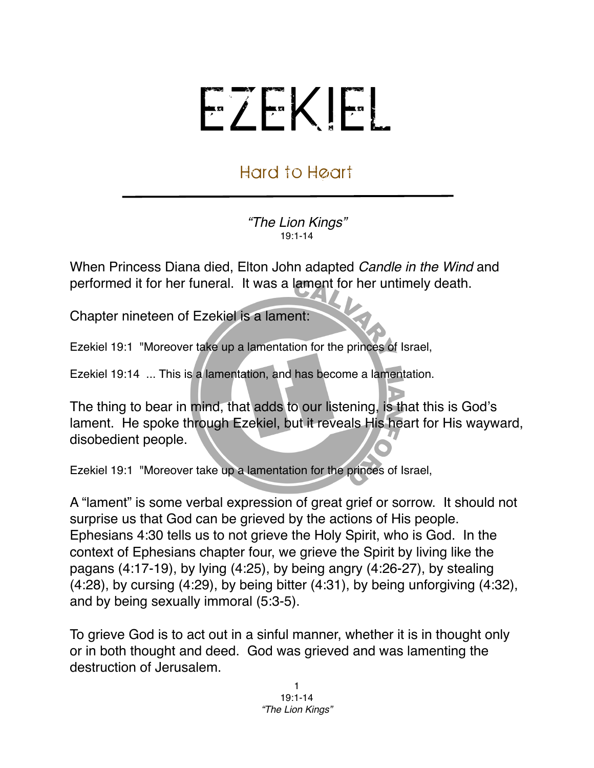# EZEKIEL

## Hard to Heart

*"The Lion Kings"*
19:1-14

When Princess Diana died, Elton John adapted *Candle in the Wind* and performed it for her funeral. It was a lament for her untimely death.

Chapter nineteen of Ezekiel is a lament:

Ezekiel 19:1 "Moreover take up a lamentation for the princes of Israel,

Ezekiel 19:14 ... This is a lamentation, and has become a lamentation.

The thing to bear in mind, that adds to our listening, is that this is God's lament. He spoke through Ezekiel, but it reveals His heart for His wayward, disobedient people.

Ezekiel 19:1 "Moreover take up a lamentation for the princes of Israel,

A "lament" is some verbal expression of great grief or sorrow. It should not surprise us that God can be grieved by the actions of His people. Ephesians 4:30 tells us to not grieve the Holy Spirit, who is God. In the context of Ephesians chapter four, we grieve the Spirit by living like the pagans (4:17-19), by lying (4:25), by being angry (4:26-27), by stealing (4:28), by cursing (4:29), by being bitter (4:31), by being unforgiving (4:32), and by being sexually immoral (5:3-5).

To grieve God is to act out in a sinful manner, whether it is in thought only or in both thought and deed. God was grieved and was lamenting the destruction of Jerusalem.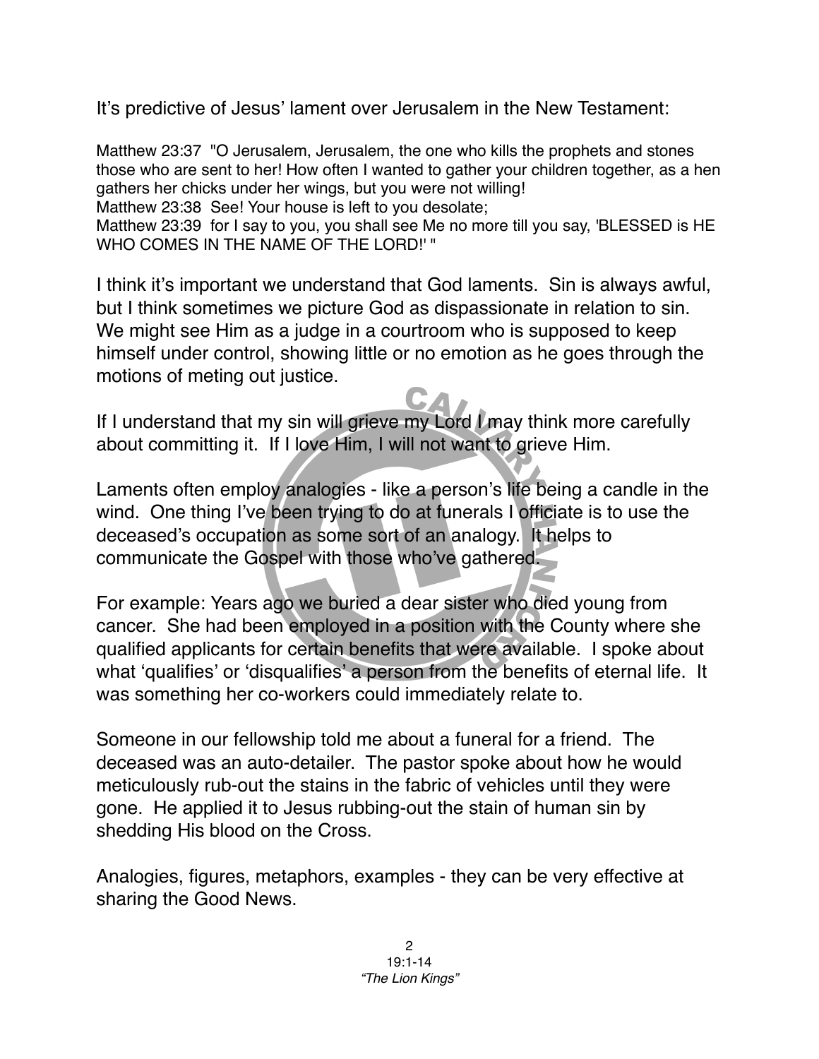It's predictive of Jesus' lament over Jerusalem in the New Testament:

Matthew 23:37 "O Jerusalem, Jerusalem, the one who kills the prophets and stones those who are sent to her! How often I wanted to gather your children together, as a hen gathers her chicks under her wings, but you were not willing!
Matthew 23:38 See! Your house is left to you desolate;
Matthew 23:39 for I say to you, you shall see Me no more till you say, 'BLESSED is HE WHO COMES IN THE NAME OF THE LORD!' "

I think it's important we understand that God laments. Sin is always awful, but I think sometimes we picture God as dispassionate in relation to sin. We might see Him as a judge in a courtroom who is supposed to keep himself under control, showing little or no emotion as he goes through the motions of meting out justice.

If I understand that my sin will grieve my Lord I may think more carefully about committing it. If I love Him, I will not want to grieve Him.

Laments often employ analogies - like a person's life being a candle in the wind. One thing I've been trying to do at funerals I officiate is to use the deceased's occupation as some sort of an analogy. It helps to communicate the Gospel with those who've gathered.

For example: Years ago we buried a dear sister who died young from cancer. She had been employed in a position with the County where she qualified applicants for certain benefits that were available. I spoke about what 'qualifies' or 'disqualifies' a person from the benefits of eternal life. It was something her co-workers could immediately relate to.

Someone in our fellowship told me about a funeral for a friend. The deceased was an auto-detailer. The pastor spoke about how he would meticulously rub-out the stains in the fabric of vehicles until they were gone. He applied it to Jesus rubbing-out the stain of human sin by shedding His blood on the Cross.

Analogies, figures, metaphors, examples - they can be very effective at sharing the Good News.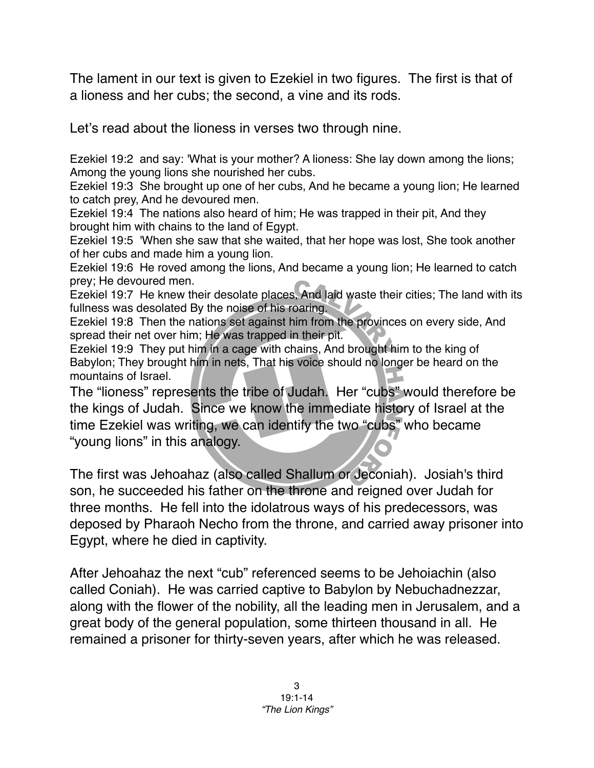The lament in our text is given to Ezekiel in two figures. The first is that of a lioness and her cubs; the second, a vine and its rods.

Let's read about the lioness in verses two through nine.

Ezekiel 19:2 and say: 'What is your mother? A lioness: She lay down among the lions; Among the young lions she nourished her cubs.
Ezekiel 19:3 She brought up one of her cubs, And he became a young lion; He learned to catch prey, And he devoured men.
Ezekiel 19:4 The nations also heard of him; He was trapped in their pit, And they brought him with chains to the land of Egypt.
Ezekiel 19:5 'When she saw that she waited, that her hope was lost, She took another of her cubs and made him a young lion.
Ezekiel 19:6 He roved among the lions, And became a young lion; He learned to catch prey; He devoured men.
Ezekiel 19:7 He knew their desolate places, And laid waste their cities; The land with its fullness was desolated By the noise of his roaring.
Ezekiel 19:8 Then the nations set against him from the provinces on every side, And spread their net over him; He was trapped in their pit.
Ezekiel 19:9 They put him in a cage with chains, And brought him to the king of Babylon; They brought him in nets, That his voice should no longer be heard on the mountains of Israel.

The "lioness" represents the tribe of Judah. Her "cubs" would therefore be the kings of Judah. Since we know the immediate history of Israel at the time Ezekiel was writing, we can identify the two "cubs" who became "young lions" in this analogy.

The first was Jehoahaz (also called Shallum or Jeconiah). Josiah's third son, he succeeded his father on the throne and reigned over Judah for three months. He fell into the idolatrous ways of his predecessors, was deposed by Pharaoh Necho from the throne, and carried away prisoner into Egypt, where he died in captivity.

After Jehoahaz the next "cub" referenced seems to be Jehoiachin (also called Coniah). He was carried captive to Babylon by Nebuchadnezzar, along with the flower of the nobility, all the leading men in Jerusalem, and a great body of the general population, some thirteen thousand in all. He remained a prisoner for thirty-seven years, after which he was released.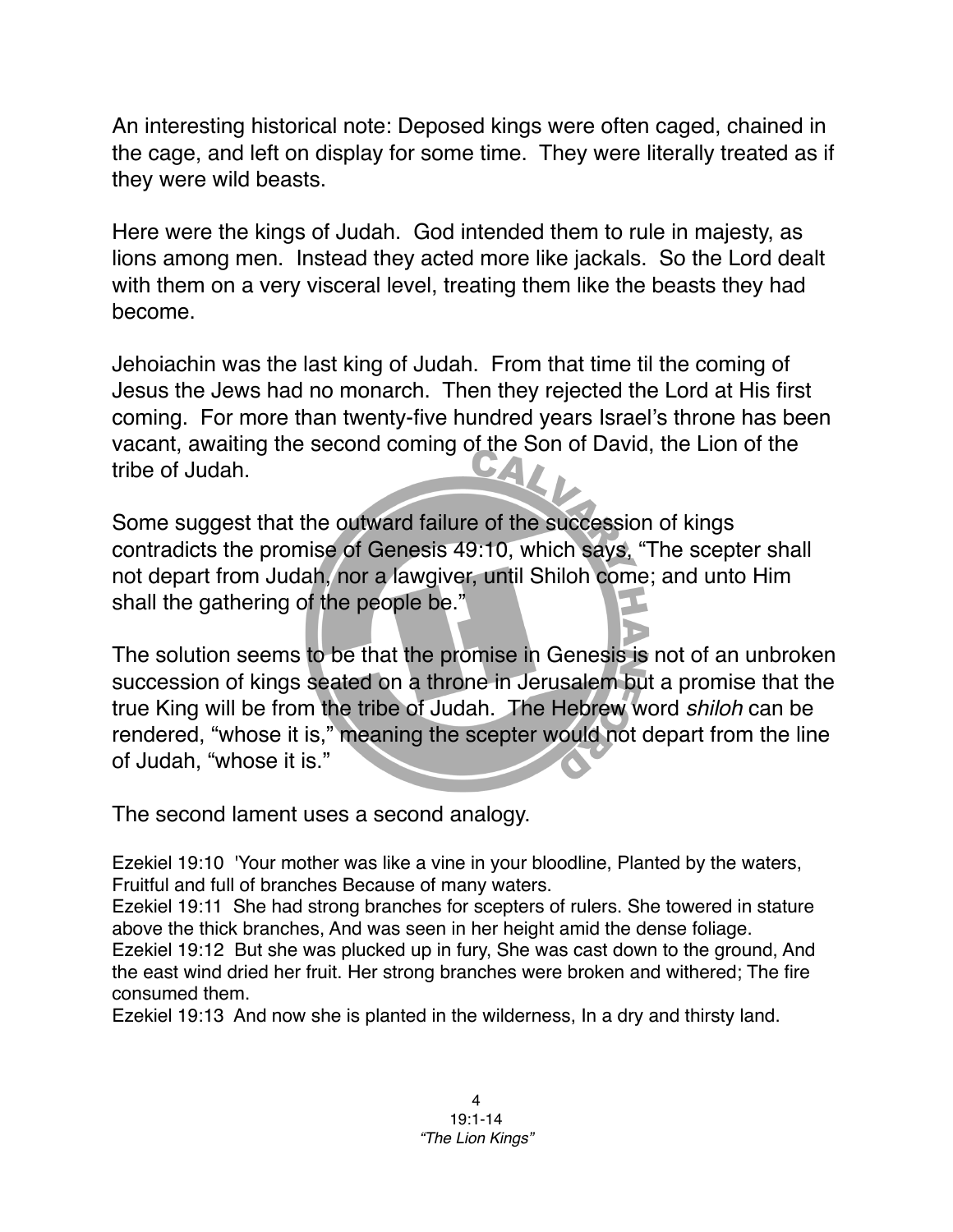An interesting historical note: Deposed kings were often caged, chained in the cage, and left on display for some time. They were literally treated as if they were wild beasts.

Here were the kings of Judah. God intended them to rule in majesty, as lions among men. Instead they acted more like jackals. So the Lord dealt with them on a very visceral level, treating them like the beasts they had become.

Jehoiachin was the last king of Judah. From that time til the coming of Jesus the Jews had no monarch. Then they rejected the Lord at His first coming. For more than twenty-five hundred years Israel's throne has been vacant, awaiting the second coming of the Son of David, the Lion of the tribe of Judah.

Some suggest that the outward failure of the succession of kings contradicts the promise of Genesis 49:10, which says, "The scepter shall not depart from Judah, nor a lawgiver, until Shiloh come; and unto Him shall the gathering of the people be."

The solution seems to be that the promise in Genesis is not of an unbroken succession of kings seated on a throne in Jerusalem but a promise that the true King will be from the tribe of Judah. The Hebrew word *shiloh* can be rendered, "whose it is," meaning the scepter would not depart from the line of Judah, "whose it is."

The second lament uses a second analogy.

Ezekiel 19:10 'Your mother was like a vine in your bloodline, Planted by the waters, Fruitful and full of branches Because of many waters.
Ezekiel 19:11 She had strong branches for scepters of rulers. She towered in stature above the thick branches, And was seen in her height amid the dense foliage.
Ezekiel 19:12 But she was plucked up in fury, She was cast down to the ground, And the east wind dried her fruit. Her strong branches were broken and withered; The fire consumed them.
Ezekiel 19:13 And now she is planted in the wilderness, In a dry and thirsty land.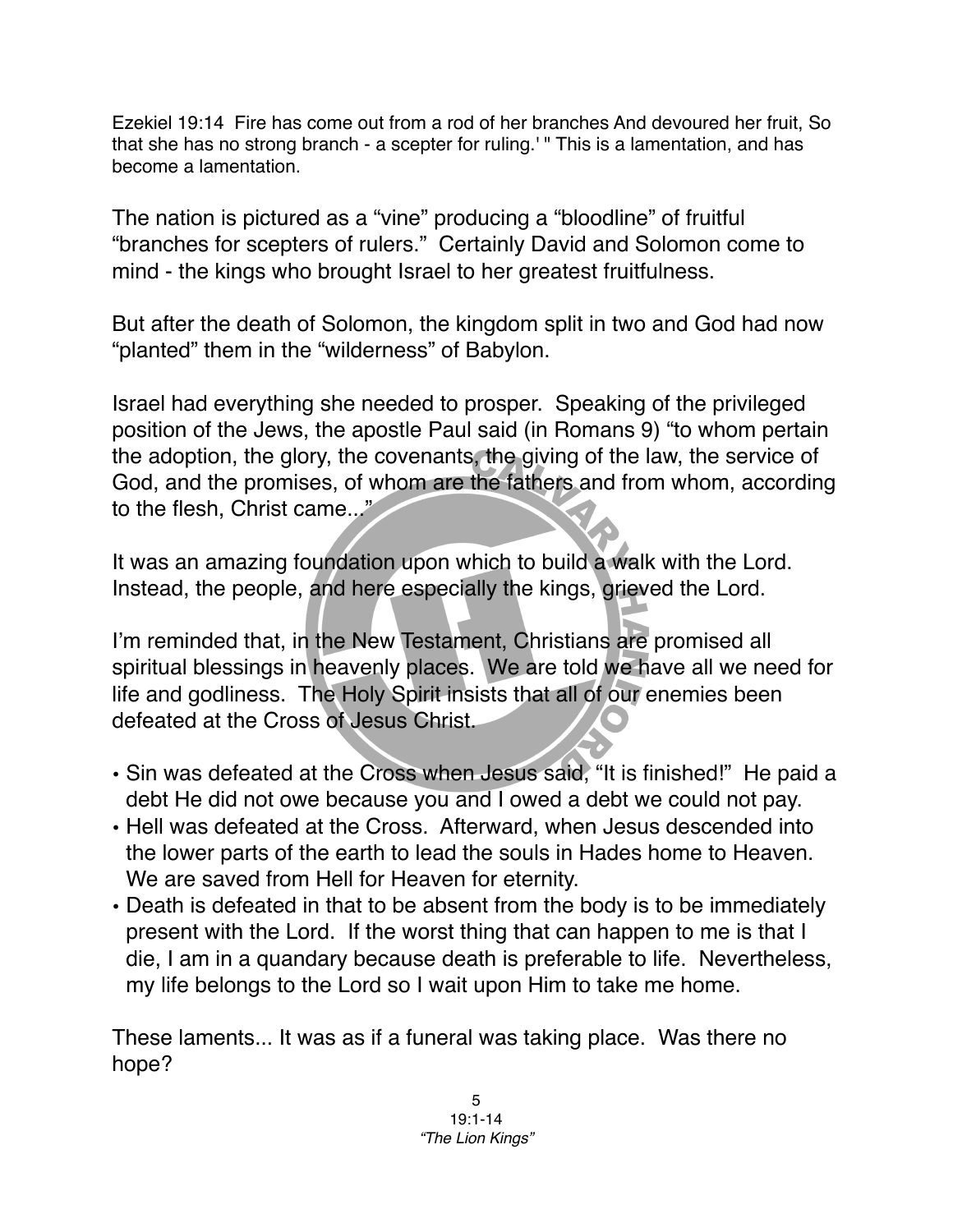Ezekiel 19:14 Fire has come out from a rod of her branches And devoured her fruit, So that she has no strong branch - a scepter for ruling.' " This is a lamentation, and has become a lamentation.

The nation is pictured as a "vine" producing a "bloodline" of fruitful "branches for scepters of rulers." Certainly David and Solomon come to mind - the kings who brought Israel to her greatest fruitfulness.

But after the death of Solomon, the kingdom split in two and God had now "planted" them in the "wilderness" of Babylon.

Israel had everything she needed to prosper. Speaking of the privileged position of the Jews, the apostle Paul said (in Romans 9) "to whom pertain the adoption, the glory, the covenants, the giving of the law, the service of God, and the promises, of whom are the fathers and from whom, according to the flesh, Christ came..."

It was an amazing foundation upon which to build a walk with the Lord. Instead, the people, and here especially the kings, grieved the Lord.

I'm reminded that, in the New Testament, Christians are promised all spiritual blessings in heavenly places. We are told we have all we need for life and godliness. The Holy Spirit insists that all of our enemies been defeated at the Cross of Jesus Christ.

- Sin was defeated at the Cross when Jesus said, "It is finished!" He paid a debt He did not owe because you and I owed a debt we could not pay.
- Hell was defeated at the Cross. Afterward, when Jesus descended into the lower parts of the earth to lead the souls in Hades home to Heaven. We are saved from Hell for Heaven for eternity.
- Death is defeated in that to be absent from the body is to be immediately present with the Lord. If the worst thing that can happen to me is that I die, I am in a quandary because death is preferable to life. Nevertheless, my life belongs to the Lord so I wait upon Him to take me home.

These laments... It was as if a funeral was taking place. Was there no hope?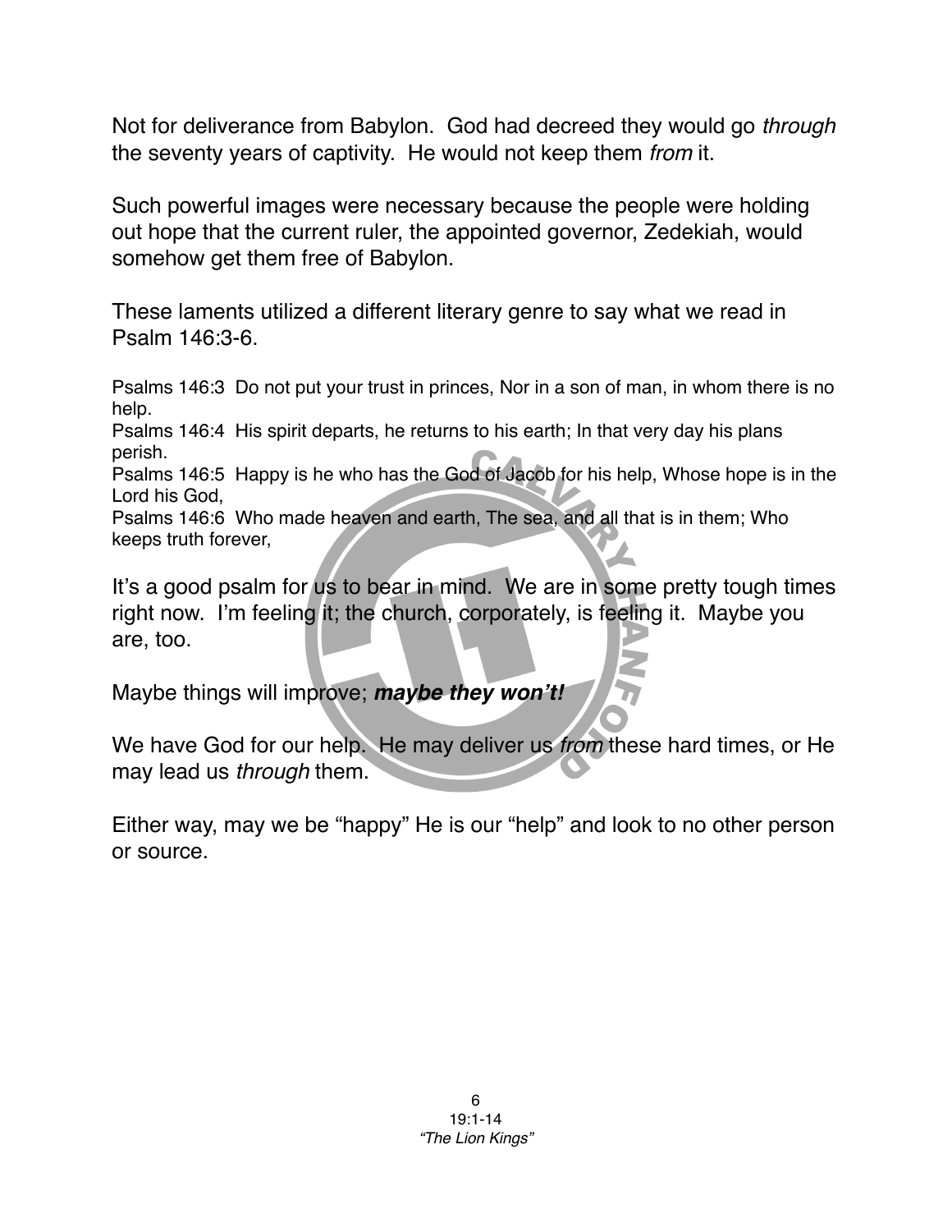Not for deliverance from Babylon. God had decreed they would go *through* the seventy years of captivity. He would not keep them *from* it.

Such powerful images were necessary because the people were holding out hope that the current ruler, the appointed governor, Zedekiah, would somehow get them free of Babylon.

These laments utilized a different literary genre to say what we read in Psalm 146:3-6.

Psalms 146:3 Do not put your trust in princes, Nor in a son of man, in whom there is no help.
Psalms 146:4 His spirit departs, he returns to his earth; In that very day his plans perish.
Psalms 146:5 Happy is he who has the God of Jacob for his help, Whose hope is in the Lord his God,
Psalms 146:6 Who made heaven and earth, The sea, and all that is in them; Who keeps truth forever,

It's a good psalm for us to bear in mind. We are in some pretty tough times right now. I'm feeling it; the church, corporately, is feeling it. Maybe you are, too.

Maybe things will improve; ***maybe they won't!***

We have God for our help. He may deliver us *from* these hard times, or He may lead us *through* them.

Either way, may we be "happy" He is our "help" and look to no other person or source.